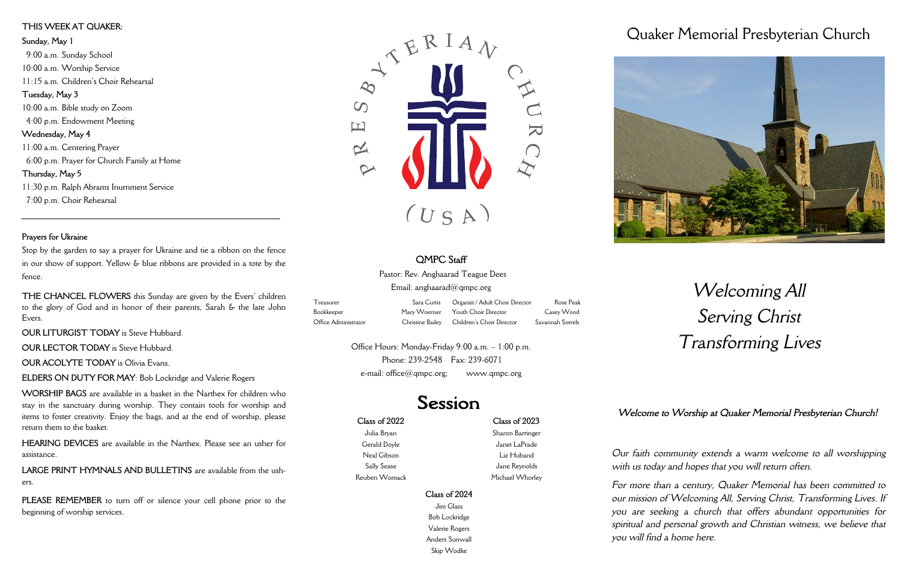## THIS WEEK AT QUAKER:

**Sunday, May 1**

9:00 a.m. Sunday School
10:00 a.m. Worship Service
11:15 a.m. Children's Choir Rehearsal

**Tuesday, May 3**

10:00 a.m. Bible study on Zoom
4:00 p.m. Endowment Meeting

**Wednesday, May 4**

11:00 a.m. Centering Prayer
6:00 p.m. Prayer for Church Family at Home

**Thursday, May 5**

11:30 p.m. Ralph Abrams Inurnment Service
7:00 p.m. Choir Rehearsal

---

**Prayers for Ukraine**

Stop by the garden to say a prayer for Ukraine and tie a ribbon on the fence in our show of support. Yellow & blue ribbons are provided in a tote by the fence.

**THE CHANCEL FLOWERS** this Sunday are given by the Evers' children to the glory of God and in honor of their parents, Sarah & the late John Evers.

**OUR LITURGIST TODAY** is Steve Hubbard.

**OUR LECTOR TODAY** is Steve Hubbard.

**OUR ACOLYTE TODAY** is Olivia Evans.

**ELDERS ON DUTY FOR MAY**: Bob Lockridge and Valerie Rogers

**WORSHIP BAGS** are available in a basket in the Narthex for children who stay in the sanctuary during worship. They contain tools for worship and items to foster creativity. Enjoy the bags, and at the end of worship, please return them to the basket.

**HEARING DEVICES** are available in the Narthex. Please see an usher for assistance.

**LARGE PRINT HYMNALS AND BULLETINS** are available from the ushers.

**PLEASE REMEMBER** to turn off or silence your cell phone prior to the beginning of worship services.

PRESBYTERIAN CHURCH (USA)

## QMPC Staff

Pastor: Rev. Anghaarad Teague Dees
Email: anghaarad@qmpc.org

| | | | |
|---|---|---|---|
| Treasurer | Sara Curtis | Organist / Adult Choir Director | Rose Peak |
| Bookkeeper | Mary Woerner | Youth Choir Director | Casey Wood |
| Office Administrator | Christine Bailey | Children's Choir Director | Savannah Sorrels |

Office Hours: Monday-Friday 9:00 a.m. – 1:00 p.m.
Phone: 239-2548 Fax: 239-6071
e-mail: office@qmpc.org; www.qmpc.org

## Session

**Class of 2022**
Julia Bryan
Gerald Doyle
Neal Gibson
Sally Sease
Reuben Womack

**Class of 2023**
Sharon Barringer
Janet LaPrade
Liz Huband
Jane Reynolds
Michael Whorley

**Class of 2024**
Jim Glass
Bob Lockridge
Valerie Rogers
Anders Sunwall
Skip Wodke

# Quaker Memorial Presbyterian Church

*Welcoming All*
*Serving Christ*
*Transforming Lives*

***Welcome to Worship at Quaker Memorial Presbyterian Church!***

*Our faith community extends a warm welcome to all worshipping with us today and hopes that you will return often.*

*For more than a century, Quaker Memorial has been committed to our mission of Welcoming All, Serving Christ, Transforming Lives. If you are seeking a church that offers abundant opportunities for spiritual and personal growth and Christian witness, we believe that you will find a home here.*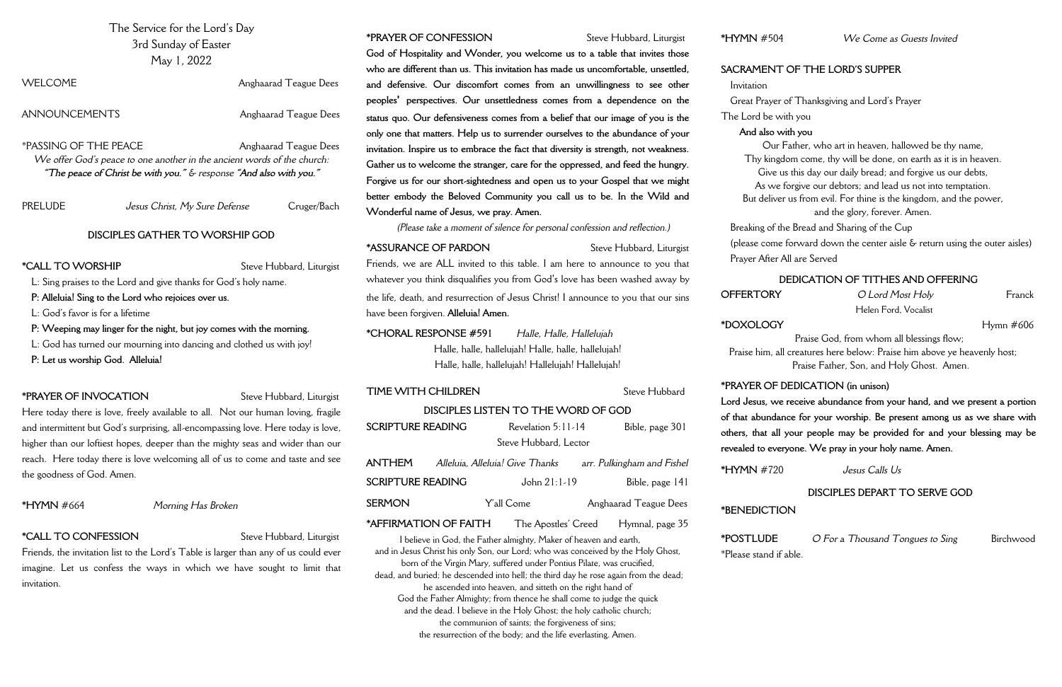# The Service for the Lord's Day
## 3rd Sunday of Easter
## May 1, 2022

WELCOME — Anghaarad Teague Dees

ANNOUNCEMENTS — Anghaarad Teague Dees

*PASSING OF THE PEACE — Anghaarad Teague Dees

*We offer God's peace to one another in the ancient words of the church:* ***"The peace of Christ be with you."*** *& response* ***"And also with you."***

PRELUDE — *Jesus Christ, My Sure Defense* — Cruger/Bach

### DISCIPLES GATHER TO WORSHIP GOD

**\*CALL TO WORSHIP** — Steve Hubbard, Liturgist

L: Sing praises to the Lord and give thanks for God's holy name.

**P: Alleluia! Sing to the Lord who rejoices over us.**

L: God's favor is for a lifetime

**P: Weeping may linger for the night, but joy comes with the morning.**

L: God has turned our mourning into dancing and clothed us with joy!

**P: Let us worship God. Alleluia!**

**\*PRAYER OF INVOCATION** — Steve Hubbard, Liturgist

Here today there is love, freely available to all. Not our human loving, fragile and intermittent but God's surprising, all-encompassing love. Here today is love, higher than our loftiest hopes, deeper than the mighty seas and wider than our reach. Here today there is love welcoming all of us to come and taste and see the goodness of God. Amen.

**\*HYMN** #664 — *Morning Has Broken*

**\*CALL TO CONFESSION** — Steve Hubbard, Liturgist

Friends, the invitation list to the Lord's Table is larger than any of us could ever imagine. Let us confess the ways in which we have sought to limit that invitation.

**\*PRAYER OF CONFESSION** — Steve Hubbard, Liturgist

**God of Hospitality and Wonder, you welcome us to a table that invites those who are different than us. This invitation has made us uncomfortable, unsettled, and defensive. Our discomfort comes from an unwillingness to see other peoples' perspectives. Our unsettledness comes from a dependence on the status quo. Our defensiveness comes from a belief that our image of you is the only one that matters. Help us to surrender ourselves to the abundance of your invitation. Inspire us to embrace the fact that diversity is strength, not weakness. Gather us to welcome the stranger, care for the oppressed, and feed the hungry. Forgive us for our short-sightedness and open us to your Gospel that we might better embody the Beloved Community you call us to be. In the Wild and Wonderful name of Jesus, we pray. Amen.**

*(Please take a moment of silence for personal confession and reflection.)*

**\*ASSURANCE OF PARDON** — Steve Hubbard, Liturgist

Friends, we are ALL invited to this table. I am here to announce to you that whatever you think disqualifies you from God's love has been washed away by the life, death, and resurrection of Jesus Christ! I announce to you that our sins have been forgiven. **Alleluia! Amen.**

**\*CHORAL RESPONSE #591** — *Halle, Halle, Hallelujah*

Halle, halle, hallelujah! Halle, halle, hallelujah!
Halle, halle, hallelujah! Hallelujah! Hallelujah!

**TIME WITH CHILDREN** — Steve Hubbard

### DISCIPLES LISTEN TO THE WORD OF GOD

**SCRIPTURE READING** — Revelation 5:11-14 — Bible, page 301
Steve Hubbard, Lector

**ANTHEM** — *Alleluia, Alleluia! Give Thanks* — arr. Pulkingham and Fishel

**SCRIPTURE READING** — John 21:1-19 — Bible, page 141

**SERMON** — Y'all Come — Anghaarad Teague Dees

**\*AFFIRMATION OF FAITH** — The Apostles' Creed — Hymnal, page 35

I believe in God, the Father almighty, Maker of heaven and earth, and in Jesus Christ his only Son, our Lord; who was conceived by the Holy Ghost, born of the Virgin Mary, suffered under Pontius Pilate, was crucified, dead, and buried; he descended into hell; the third day he rose again from the dead; he ascended into heaven, and sitteth on the right hand of God the Father Almighty; from thence he shall come to judge the quick and the dead. I believe in the Holy Ghost; the holy catholic church; the communion of saints; the forgiveness of sins; the resurrection of the body; and the life everlasting. Amen.

**\*HYMN** #504 — *We Come as Guests Invited*

**SACRAMENT OF THE LORD'S SUPPER**

Invitation

Great Prayer of Thanksgiving and Lord's Prayer

The Lord be with you

**And also with you**

Our Father, who art in heaven, hallowed be thy name,
Thy kingdom come, thy will be done, on earth as it is in heaven.
Give us this day our daily bread; and forgive us our debts,
As we forgive our debtors; and lead us not into temptation.
But deliver us from evil. For thine is the kingdom, and the power,
and the glory, forever. Amen.

Breaking of the Bread and Sharing of the Cup

(please come forward down the center aisle & return using the outer aisles)

Prayer After All are Served

### DEDICATION OF TITHES AND OFFERING

**OFFERTORY** — *O Lord Most Holy* — Franck
Helen Ford, Vocalist

**\*DOXOLOGY** — Hymn #606

Praise God, from whom all blessings flow;
Praise him, all creatures here below: Praise him above ye heavenly host;
Praise Father, Son, and Holy Ghost. Amen.

**\*PRAYER OF DEDICATION (in unison)**

**Lord Jesus, we receive abundance from your hand, and we present a portion of that abundance for your worship. Be present among us as we share with others, that all your people may be provided for and your blessing may be revealed to everyone. We pray in your holy name. Amen.**

**\*HYMN** #720 — *Jesus Calls Us*

### DISCIPLES DEPART TO SERVE GOD

**\*BENEDICTION**

**\*POSTLUDE** — *O For a Thousand Tongues to Sing* — Birchwood

*Please stand if able.